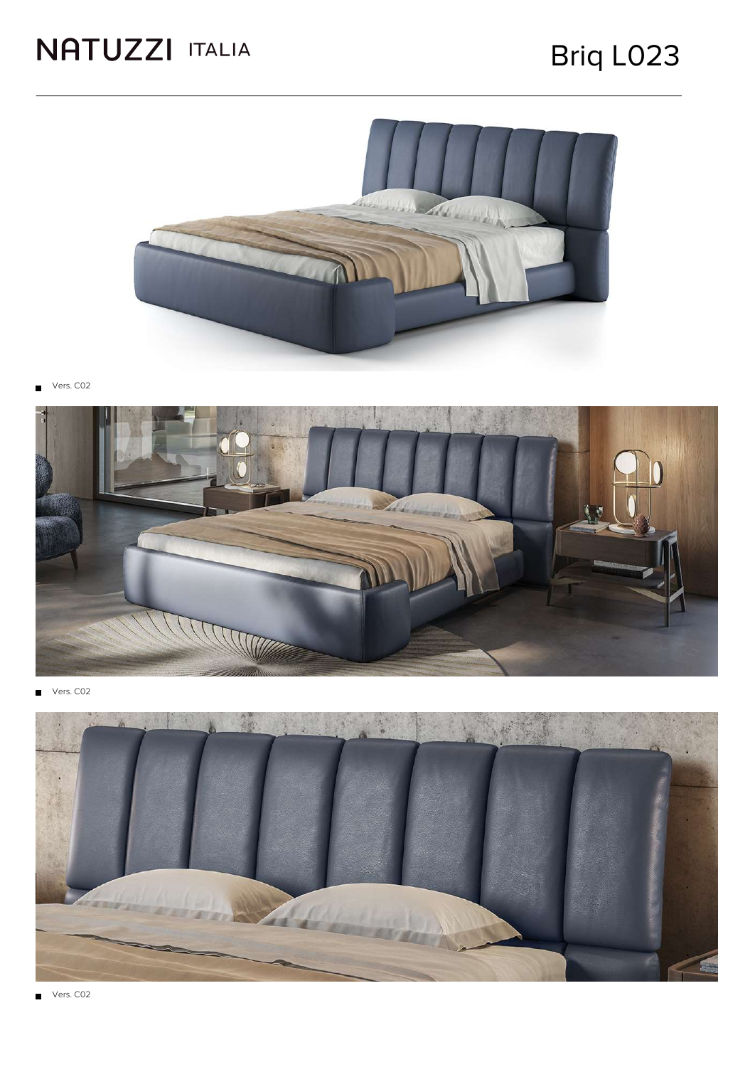# NATUZZI ITALIA

# Briq L023

Vers. C02

Vers. C02

Vers. C02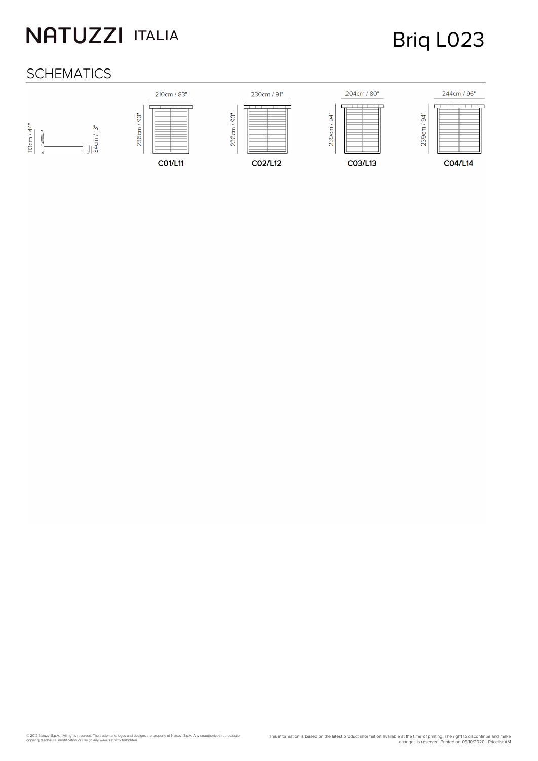# SCHEMATICS

113cm / 44"

34cm / 13"

| Model | Width | Length |
| --- | --- | --- |
| C01/L11 | 210cm / 83" | 236cm / 93" |
| C02/L12 | 230cm / 91" | 236cm / 93" |
| C03/L13 | 204cm / 80" | 239cm / 94" |
| C04/L14 | 244cm / 96" | 239cm / 94" |

© 2012 Natuzzi S.p.A. - All rights reserved. The trademark, logos and designs are property of Natuzzi S.p.A. Any unauthorized reproduction, copying, disclosure, modification or use (in any way) is strictly forbidden.

This information is based on the latest product information available at the time of printing. The right to discontinue and make changes is reserved. Printed on 09/10/2020 - Pricelist AM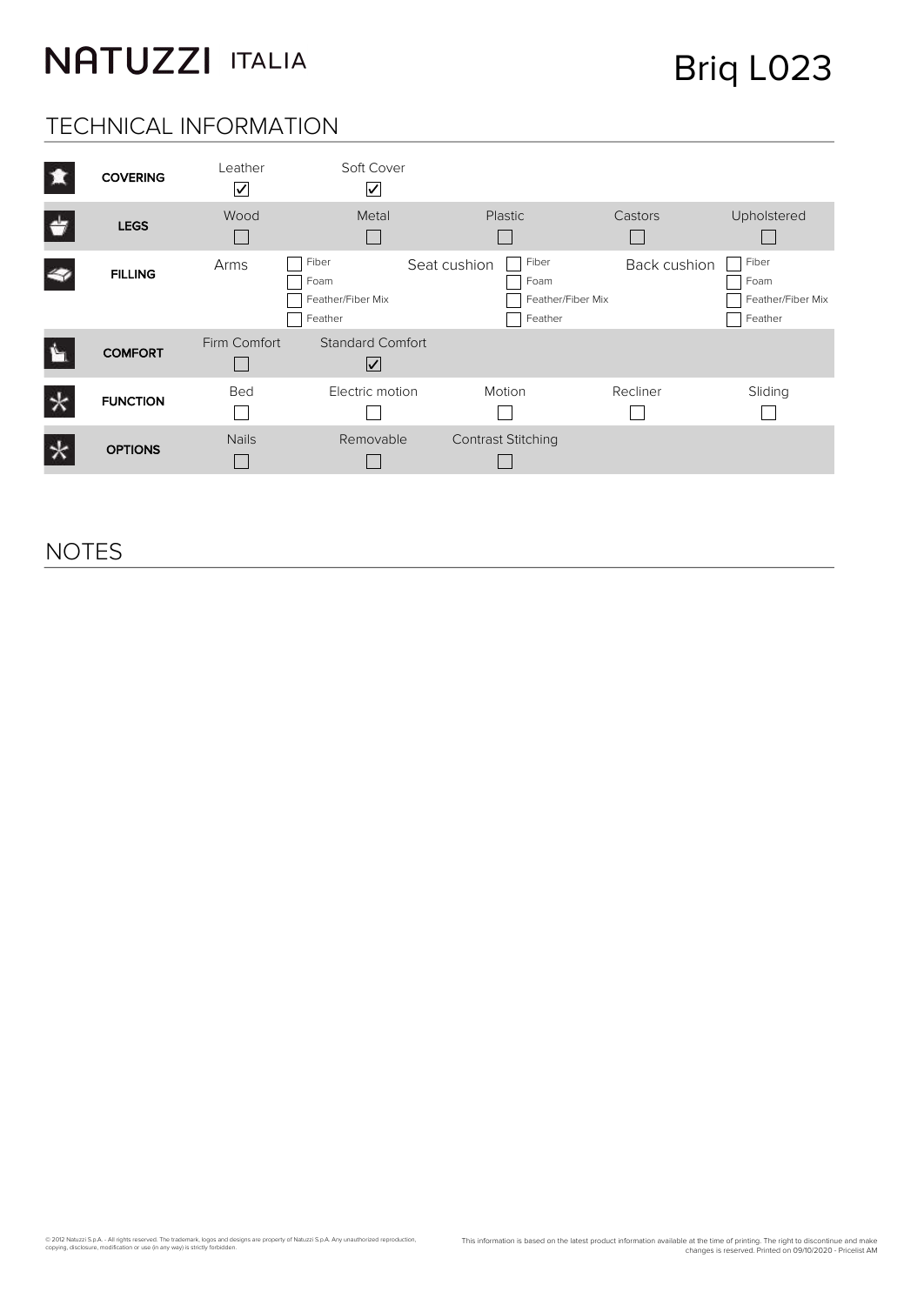NATUZZI ITALIA

# Briq L023

## TECHNICAL INFORMATION

| | | | | | |
|---|---|---|---|---|---|
| **COVERING** | Leather ☑ | Soft Cover ☑ | | | |
| **LEGS** | Wood ☐ | Metal ☐ | Plastic ☐ | Castors ☐ | Upholstered ☐ |
| **FILLING** | Arms | ☐ Fiber ☐ Foam ☐ Feather/Fiber Mix ☐ Feather | Seat cushion | ☐ Fiber ☐ Foam ☐ Feather/Fiber Mix ☐ Feather | Back cushion ☐ Fiber ☐ Foam ☐ Feather/Fiber Mix ☐ Feather |
| **COMFORT** | Firm Comfort ☐ | Standard Comfort ☑ | | | |
| **FUNCTION** | Bed ☐ | Electric motion ☐ | Motion ☐ | Recliner ☐ | Sliding ☐ |
| **OPTIONS** | Nails ☐ | Removable ☐ | Contrast Stitching ☐ | | |

## NOTES

© 2012 Natuzzi S.p.A. - All rights reserved. The trademark, logos and designs are property of Natuzzi S.p.A. Any unauthorized reproduction, copying, disclosure, modification or use (in any way) is strictly forbidden.

This information is based on the latest product information available at the time of printing. The right to discontinue and make changes is reserved. Printed on 09/10/2020 - Pricelist AM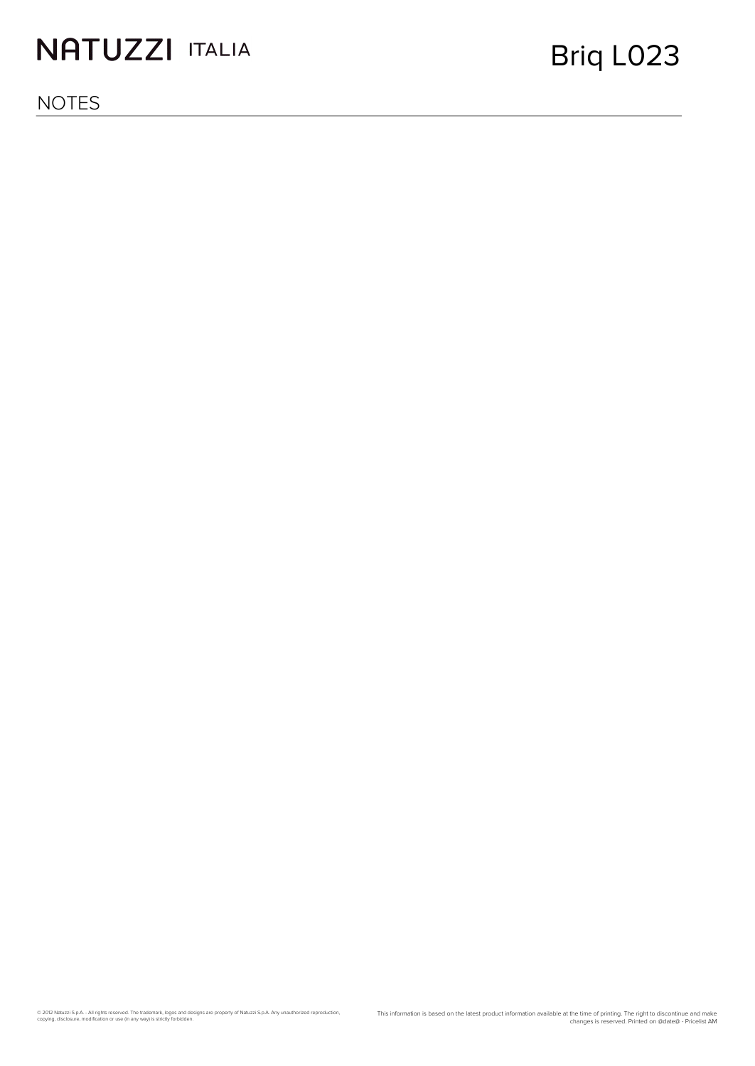# NOTES